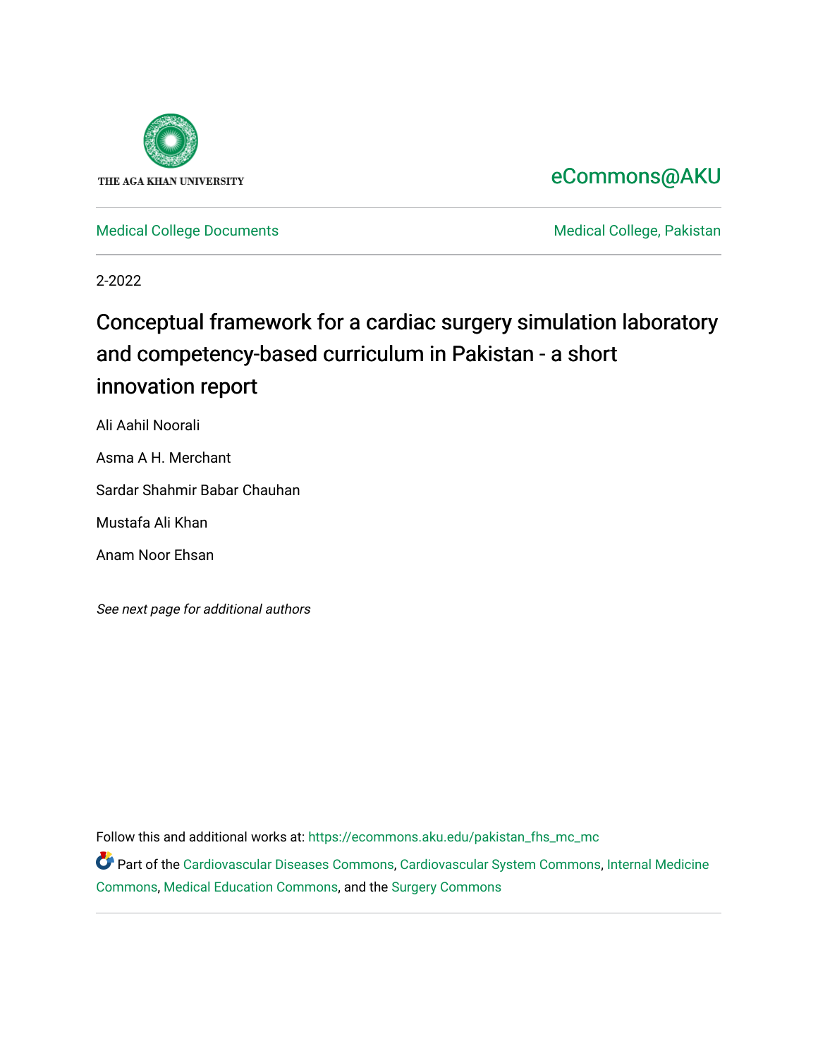THE AGA KHAN UNIVERSITY

eCommons@AKU

Medical College Documents

Medical College, Pakistan

2-2022

# Conceptual framework for a cardiac surgery simulation laboratory and competency-based curriculum in Pakistan - a short innovation report

Ali Aahil Noorali

Asma A H. Merchant

Sardar Shahmir Babar Chauhan

Mustafa Ali Khan

Anam Noor Ehsan

*See next page for additional authors*

Follow this and additional works at: https://ecommons.aku.edu/pakistan_fhs_mc_mc

Part of the Cardiovascular Diseases Commons, Cardiovascular System Commons, Internal Medicine Commons, Medical Education Commons, and the Surgery Commons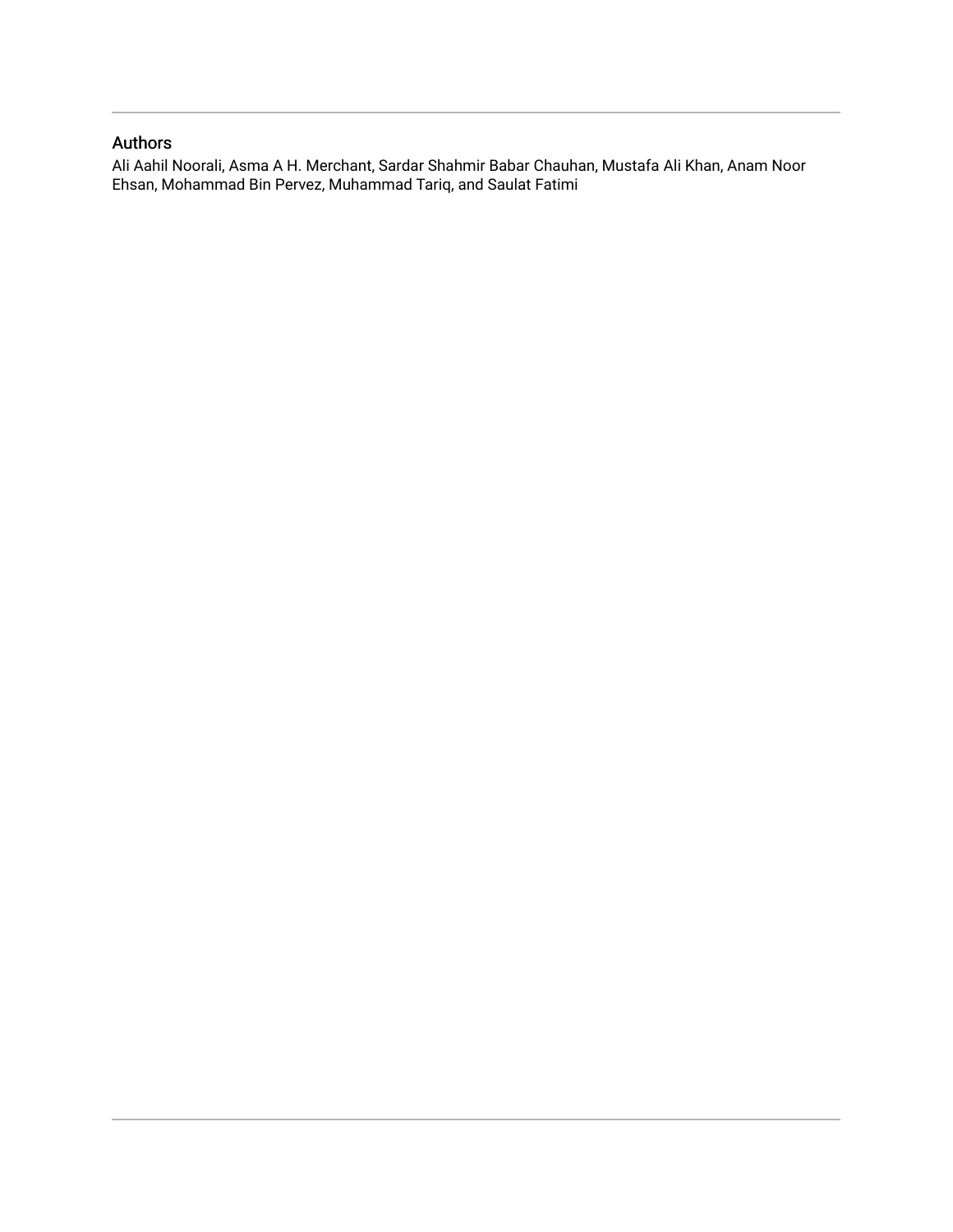## Authors

Ali Aahil Noorali, Asma A H. Merchant, Sardar Shahmir Babar Chauhan, Mustafa Ali Khan, Anam Noor Ehsan, Mohammad Bin Pervez, Muhammad Tariq, and Saulat Fatimi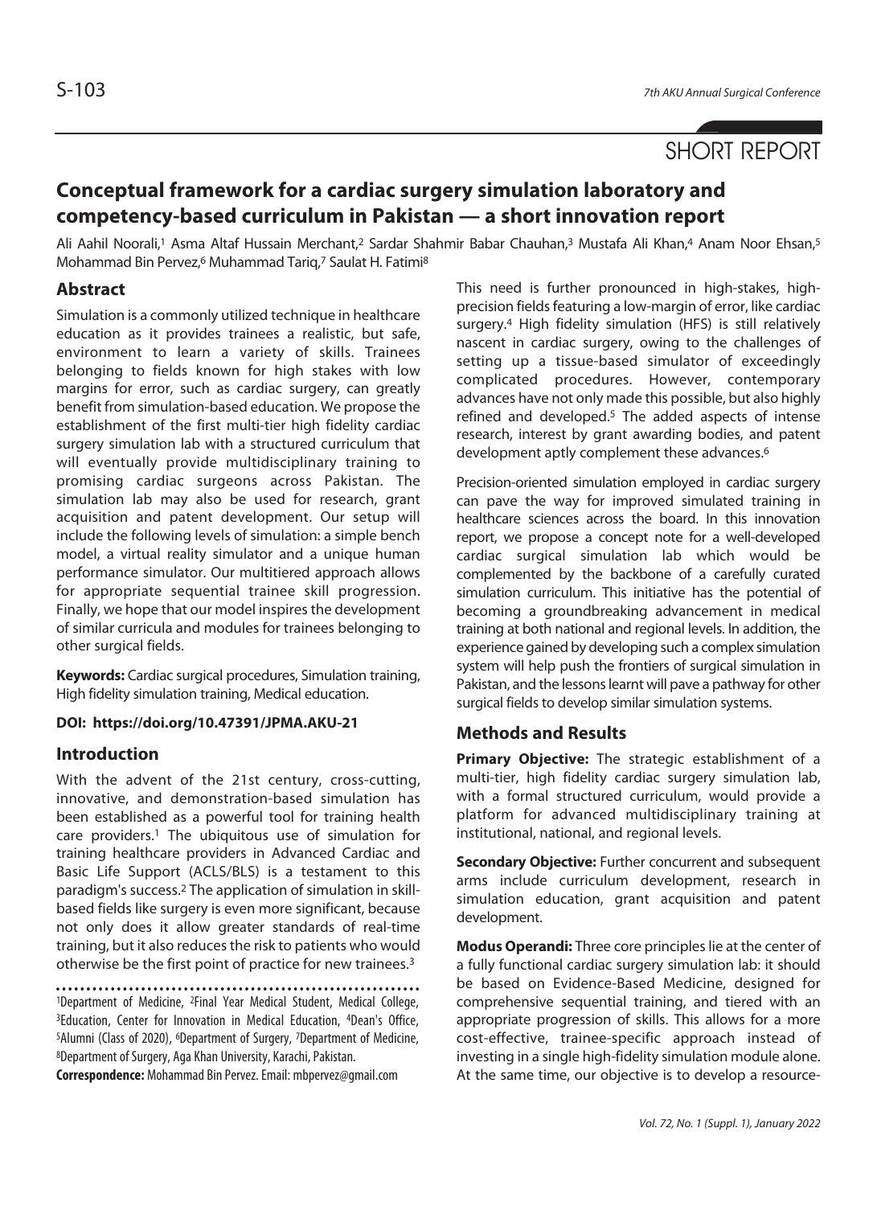SHORT REPORT

# Conceptual framework for a cardiac surgery simulation laboratory and competency-based curriculum in Pakistan — a short innovation report

Ali Aahil Noorali,[1] Asma Altaf Hussain Merchant,[2] Sardar Shahmir Babar Chauhan,[3] Mustafa Ali Khan,[4] Anam Noor Ehsan,[5] Mohammad Bin Pervez,[6] Muhammad Tariq,[7] Saulat H. Fatimi[8]

## Abstract

Simulation is a commonly utilized technique in healthcare education as it provides trainees a realistic, but safe, environment to learn a variety of skills. Trainees belonging to fields known for high stakes with low margins for error, such as cardiac surgery, can greatly benefit from simulation-based education. We propose the establishment of the first multi-tier high fidelity cardiac surgery simulation lab with a structured curriculum that will eventually provide multidisciplinary training to promising cardiac surgeons across Pakistan. The simulation lab may also be used for research, grant acquisition and patent development. Our setup will include the following levels of simulation: a simple bench model, a virtual reality simulator and a unique human performance simulator. Our multitiered approach allows for appropriate sequential trainee skill progression. Finally, we hope that our model inspires the development of similar curricula and modules for trainees belonging to other surgical fields.

**Keywords:** Cardiac surgical procedures, Simulation training, High fidelity simulation training, Medical education.

**DOI: https://doi.org/10.47391/JPMA.AKU-21**

## Introduction

With the advent of the 21st century, cross-cutting, innovative, and demonstration-based simulation has been established as a powerful tool for training health care providers.[1] The ubiquitous use of simulation for training healthcare providers in Advanced Cardiac and Basic Life Support (ACLS/BLS) is a testament to this paradigm's success.[2] The application of simulation in skill-based fields like surgery is even more significant, because not only does it allow greater standards of real-time training, but it also reduces the risk to patients who would otherwise be the first point of practice for new trainees.[3]

[1]Department of Medicine, [2]Final Year Medical Student, Medical College, [3]Education, Center for Innovation in Medical Education, [4]Dean's Office, [5]Alumni (Class of 2020), [6]Department of Surgery, [7]Department of Medicine, [8]Department of Surgery, Aga Khan University, Karachi, Pakistan.

**Correspondence:** Mohammad Bin Pervez. Email: mbpervez@gmail.com

This need is further pronounced in high-stakes, high-precision fields featuring a low-margin of error, like cardiac surgery.[4] High fidelity simulation (HFS) is still relatively nascent in cardiac surgery, owing to the challenges of setting up a tissue-based simulator of exceedingly complicated procedures. However, contemporary advances have not only made this possible, but also highly refined and developed.[5] The added aspects of intense research, interest by grant awarding bodies, and patent development aptly complement these advances.[6]

Precision-oriented simulation employed in cardiac surgery can pave the way for improved simulated training in healthcare sciences across the board. In this innovation report, we propose a concept note for a well-developed cardiac surgical simulation lab which would be complemented by the backbone of a carefully curated simulation curriculum. This initiative has the potential of becoming a groundbreaking advancement in medical training at both national and regional levels. In addition, the experience gained by developing such a complex simulation system will help push the frontiers of surgical simulation in Pakistan, and the lessons learnt will pave a pathway for other surgical fields to develop similar simulation systems.

## Methods and Results

**Primary Objective:** The strategic establishment of a multi-tier, high fidelity cardiac surgery simulation lab, with a formal structured curriculum, would provide a platform for advanced multidisciplinary training at institutional, national, and regional levels.

**Secondary Objective:** Further concurrent and subsequent arms include curriculum development, research in simulation education, grant acquisition and patent development.

**Modus Operandi:** Three core principles lie at the center of a fully functional cardiac surgery simulation lab: it should be based on Evidence-Based Medicine, designed for comprehensive sequential training, and tiered with an appropriate progression of skills. This allows for a more cost-effective, trainee-specific approach instead of investing in a single high-fidelity simulation module alone. At the same time, our objective is to develop a resource-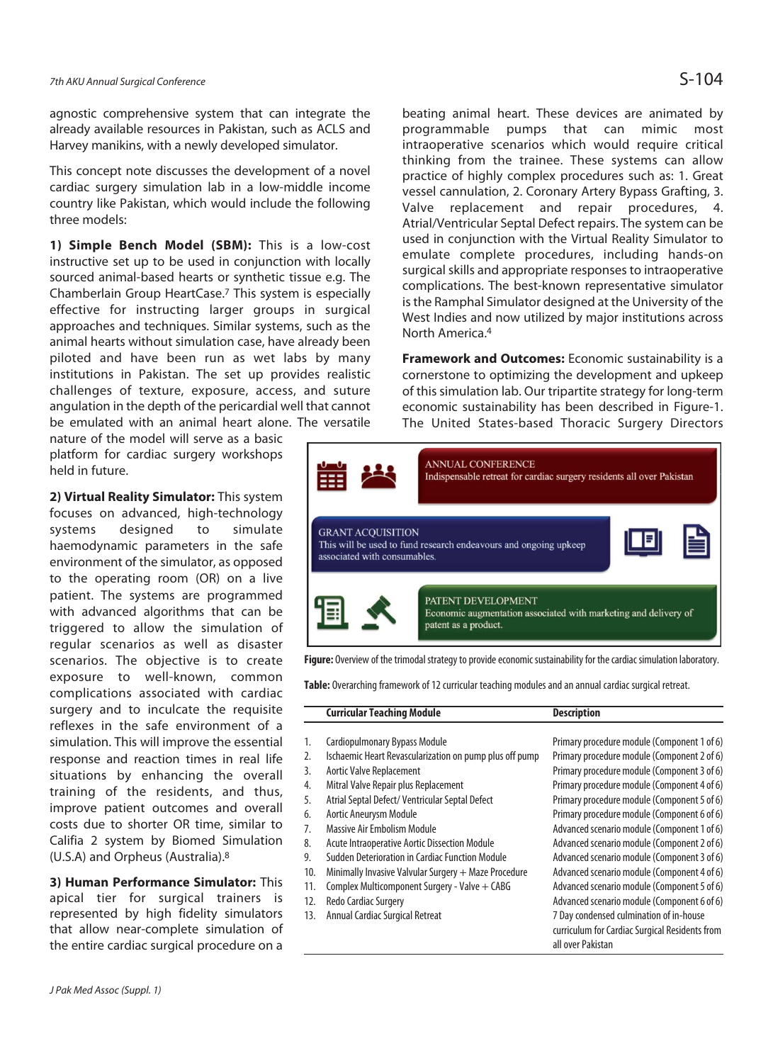agnostic comprehensive system that can integrate the already available resources in Pakistan, such as ACLS and Harvey manikins, with a newly developed simulator.

This concept note discusses the development of a novel cardiac surgery simulation lab in a low-middle income country like Pakistan, which would include the following three models:

**1) Simple Bench Model (SBM):** This is a low-cost instructive set up to be used in conjunction with locally sourced animal-based hearts or synthetic tissue e.g. The Chamberlain Group HeartCase.[7] This system is especially effective for instructing larger groups in surgical approaches and techniques. Similar systems, such as the animal hearts without simulation case, have already been piloted and have been run as wet labs by many institutions in Pakistan. The set up provides realistic challenges of texture, exposure, access, and suture angulation in the depth of the pericardial well that cannot be emulated with an animal heart alone. The versatile nature of the model will serve as a basic platform for cardiac surgery workshops held in future.

**2) Virtual Reality Simulator:** This system focuses on advanced, high-technology systems designed to simulate haemodynamic parameters in the safe environment of the simulator, as opposed to the operating room (OR) on a live patient. The systems are programmed with advanced algorithms that can be triggered to allow the simulation of regular scenarios as well as disaster scenarios. The objective is to create exposure to well-known, common complications associated with cardiac surgery and to inculcate the requisite reflexes in the safe environment of a simulation. This will improve the essential response and reaction times in real life situations by enhancing the overall training of the residents, and thus, improve patient outcomes and overall costs due to shorter OR time, similar to Califia 2 system by Biomed Simulation (U.S.A) and Orpheus (Australia).[8]

**3) Human Performance Simulator:** This apical tier for surgical trainers is represented by high fidelity simulators that allow near-complete simulation of the entire cardiac surgical procedure on a beating animal heart. These devices are animated by programmable pumps that can mimic most intraoperative scenarios which would require critical thinking from the trainee. These systems can allow practice of highly complex procedures such as: 1. Great vessel cannulation, 2. Coronary Artery Bypass Grafting, 3. Valve replacement and repair procedures, 4. Atrial/Ventricular Septal Defect repairs. The system can be used in conjunction with the Virtual Reality Simulator to emulate complete procedures, including hands-on surgical skills and appropriate responses to intraoperative complications. The best-known representative simulator is the Ramphal Simulator designed at the University of the West Indies and now utilized by major institutions across North America.[4]

**Framework and Outcomes:** Economic sustainability is a cornerstone to optimizing the development and upkeep of this simulation lab. Our tripartite strategy for long-term economic sustainability has been described in Figure-1. The United States-based Thoracic Surgery Directors

ANNUAL CONFERENCE
Indispensable retreat for cardiac surgery residents all over Pakistan

GRANT ACQUISITION
This will be used to fund research endeavours and ongoing upkeep associated with consumables.

PATENT DEVELOPMENT
Economic augmentation associated with marketing and delivery of patent as a product.

**Figure:** Overview of the trimodal strategy to provide economic sustainability for the cardiac simulation laboratory.

**Table:** Overarching framework of 12 curricular teaching modules and an annual cardiac surgical retreat.

| | Curricular Teaching Module | Description |
|---|---|---|
| 1. | Cardiopulmonary Bypass Module | Primary procedure module (Component 1 of 6) |
| 2. | Ischaemic Heart Revascularization on pump plus off pump | Primary procedure module (Component 2 of 6) |
| 3. | Aortic Valve Replacement | Primary procedure module (Component 3 of 6) |
| 4. | Mitral Valve Repair plus Replacement | Primary procedure module (Component 4 of 6) |
| 5. | Atrial Septal Defect/ Ventricular Septal Defect | Primary procedure module (Component 5 of 6) |
| 6. | Aortic Aneurysm Module | Primary procedure module (Component 6 of 6) |
| 7. | Massive Air Embolism Module | Advanced scenario module (Component 1 of 6) |
| 8. | Acute Intraoperative Aortic Dissection Module | Advanced scenario module (Component 2 of 6) |
| 9. | Sudden Deterioration in Cardiac Function Module | Advanced scenario module (Component 3 of 6) |
| 10. | Minimally Invasive Valvular Surgery + Maze Procedure | Advanced scenario module (Component 4 of 6) |
| 11. | Complex Multicomponent Surgery - Valve + CABG | Advanced scenario module (Component 5 of 6) |
| 12. | Redo Cardiac Surgery | Advanced scenario module (Component 6 of 6) |
| 13. | Annual Cardiac Surgical Retreat | 7 Day condensed culmination of in-house curriculum for Cardiac Surgical Residents from all over Pakistan |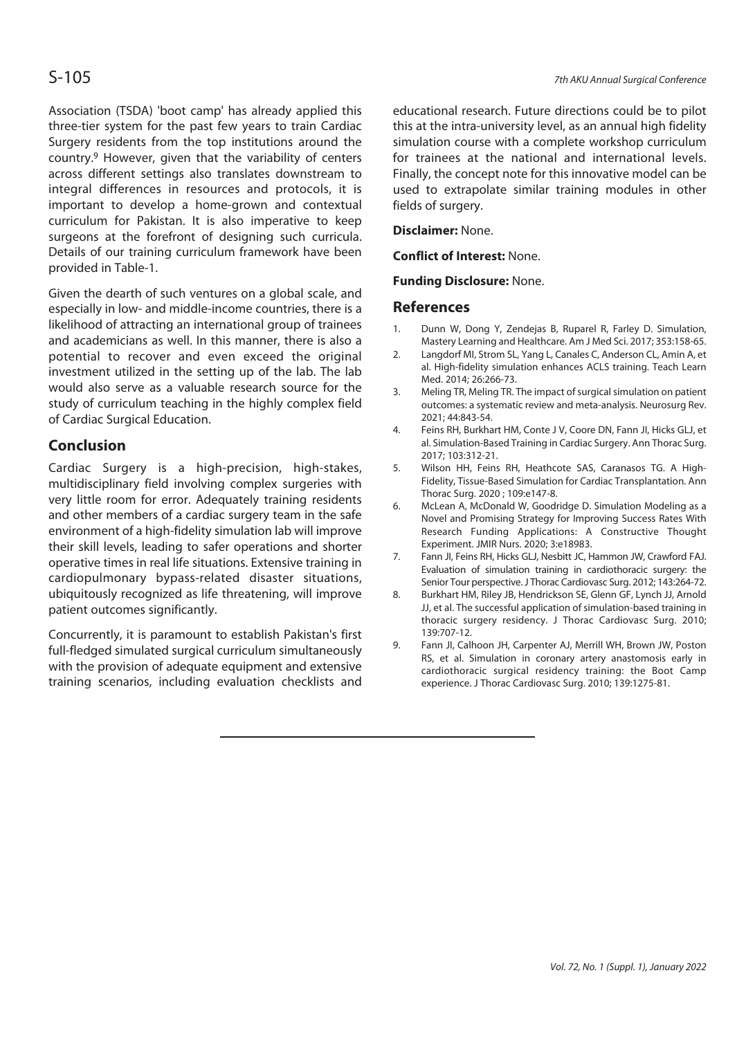Association (TSDA) 'boot camp' has already applied this three-tier system for the past few years to train Cardiac Surgery residents from the top institutions around the country.[9] However, given that the variability of centers across different settings also translates downstream to integral differences in resources and protocols, it is important to develop a home-grown and contextual curriculum for Pakistan. It is also imperative to keep surgeons at the forefront of designing such curricula. Details of our training curriculum framework have been provided in Table-1.

Given the dearth of such ventures on a global scale, and especially in low- and middle-income countries, there is a likelihood of attracting an international group of trainees and academicians as well. In this manner, there is also a potential to recover and even exceed the original investment utilized in the setting up of the lab. The lab would also serve as a valuable research source for the study of curriculum teaching in the highly complex field of Cardiac Surgical Education.

## Conclusion

Cardiac Surgery is a high-precision, high-stakes, multidisciplinary field involving complex surgeries with very little room for error. Adequately training residents and other members of a cardiac surgery team in the safe environment of a high-fidelity simulation lab will improve their skill levels, leading to safer operations and shorter operative times in real life situations. Extensive training in cardiopulmonary bypass-related disaster situations, ubiquitously recognized as life threatening, will improve patient outcomes significantly.

Concurrently, it is paramount to establish Pakistan's first full-fledged simulated surgical curriculum simultaneously with the provision of adequate equipment and extensive training scenarios, including evaluation checklists and educational research. Future directions could be to pilot this at the intra-university level, as an annual high fidelity simulation course with a complete workshop curriculum for trainees at the national and international levels. Finally, the concept note for this innovative model can be used to extrapolate similar training modules in other fields of surgery.

**Disclaimer:** None.

**Conflict of Interest:** None.

**Funding Disclosure:** None.

## References

1. Dunn W, Dong Y, Zendejas B, Ruparel R, Farley D. Simulation, Mastery Learning and Healthcare. Am J Med Sci. 2017; 353:158-65.
2. Langdorf MI, Strom SL, Yang L, Canales C, Anderson CL, Amin A, et al. High-fidelity simulation enhances ACLS training. Teach Learn Med. 2014; 26:266-73.
3. Meling TR, Meling TR. The impact of surgical simulation on patient outcomes: a systematic review and meta-analysis. Neurosurg Rev. 2021; 44:843-54.
4. Feins RH, Burkhart HM, Conte J V, Coore DN, Fann JI, Hicks GLJ, et al. Simulation-Based Training in Cardiac Surgery. Ann Thorac Surg. 2017; 103:312-21.
5. Wilson HH, Feins RH, Heathcote SAS, Caranasos TG. A High-Fidelity, Tissue-Based Simulation for Cardiac Transplantation. Ann Thorac Surg. 2020 ; 109:e147-8.
6. McLean A, McDonald W, Goodridge D. Simulation Modeling as a Novel and Promising Strategy for Improving Success Rates With Research Funding Applications: A Constructive Thought Experiment. JMIR Nurs. 2020; 3:e18983.
7. Fann JI, Feins RH, Hicks GLJ, Nesbitt JC, Hammon JW, Crawford FAJ. Evaluation of simulation training in cardiothoracic surgery: the Senior Tour perspective. J Thorac Cardiovasc Surg. 2012; 143:264-72.
8. Burkhart HM, Riley JB, Hendrickson SE, Glenn GF, Lynch JJ, Arnold JJ, et al. The successful application of simulation-based training in thoracic surgery residency. J Thorac Cardiovasc Surg. 2010; 139:707-12.
9. Fann JI, Calhoon JH, Carpenter AJ, Merrill WH, Brown JW, Poston RS, et al. Simulation in coronary artery anastomosis early in cardiothoracic surgical residency training: the Boot Camp experience. J Thorac Cardiovasc Surg. 2010; 139:1275-81.